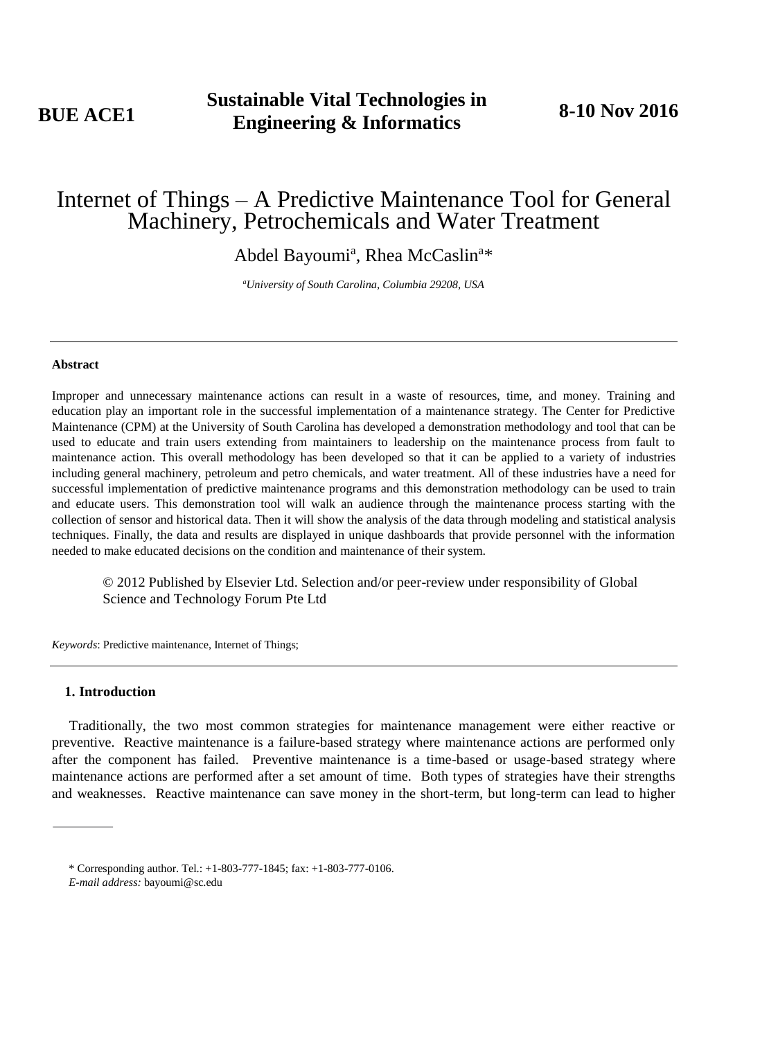# Internet of Things – A Predictive Maintenance Tool for General Machinery, Petrochemicals and Water Treatment

Abdel Bayoumi[a], Rhea McCaslin[a]*

*[a]University of South Carolina, Columbia 29208, USA*

---

**Abstract**

Improper and unnecessary maintenance actions can result in a waste of resources, time, and money. Training and education play an important role in the successful implementation of a maintenance strategy. The Center for Predictive Maintenance (CPM) at the University of South Carolina has developed a demonstration methodology and tool that can be used to educate and train users extending from maintainers to leadership on the maintenance process from fault to maintenance action. This overall methodology has been developed so that it can be applied to a variety of industries including general machinery, petroleum and petro chemicals, and water treatment. All of these industries have a need for successful implementation of predictive maintenance programs and this demonstration methodology can be used to train and educate users. This demonstration tool will walk an audience through the maintenance process starting with the collection of sensor and historical data. Then it will show the analysis of the data through modeling and statistical analysis techniques. Finally, the data and results are displayed in unique dashboards that provide personnel with the information needed to make educated decisions on the condition and maintenance of their system.

© 2012 Published by Elsevier Ltd. Selection and/or peer-review under responsibility of Global Science and Technology Forum Pte Ltd

*Keywords*: Predictive maintenance, Internet of Things;

---

## 1. Introduction

Traditionally, the two most common strategies for maintenance management were either reactive or preventive. Reactive maintenance is a failure-based strategy where maintenance actions are performed only after the component has failed. Preventive maintenance is a time-based or usage-based strategy where maintenance actions are performed after a set amount of time. Both types of strategies have their strengths and weaknesses. Reactive maintenance can save money in the short-term, but long-term can lead to higher

\* Corresponding author. Tel.: +1-803-777-1845; fax: +1-803-777-0106.
*E-mail address:* bayoumi@sc.edu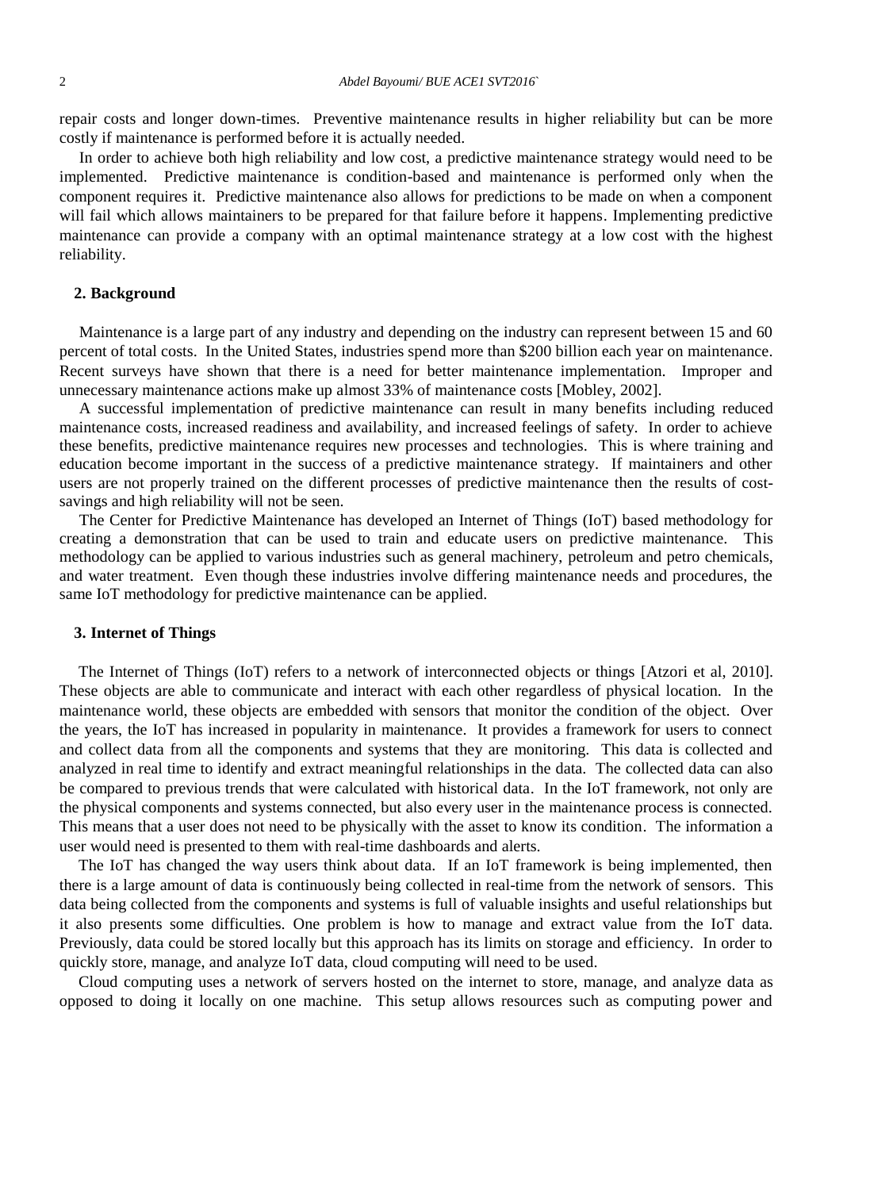repair costs and longer down-times. Preventive maintenance results in higher reliability but can be more costly if maintenance is performed before it is actually needed.

In order to achieve both high reliability and low cost, a predictive maintenance strategy would need to be implemented. Predictive maintenance is condition-based and maintenance is performed only when the component requires it. Predictive maintenance also allows for predictions to be made on when a component will fail which allows maintainers to be prepared for that failure before it happens. Implementing predictive maintenance can provide a company with an optimal maintenance strategy at a low cost with the highest reliability.

## 2. Background

Maintenance is a large part of any industry and depending on the industry can represent between 15 and 60 percent of total costs. In the United States, industries spend more than $200 billion each year on maintenance. Recent surveys have shown that there is a need for better maintenance implementation. Improper and unnecessary maintenance actions make up almost 33% of maintenance costs [Mobley, 2002].

A successful implementation of predictive maintenance can result in many benefits including reduced maintenance costs, increased readiness and availability, and increased feelings of safety. In order to achieve these benefits, predictive maintenance requires new processes and technologies. This is where training and education become important in the success of a predictive maintenance strategy. If maintainers and other users are not properly trained on the different processes of predictive maintenance then the results of cost-savings and high reliability will not be seen.

The Center for Predictive Maintenance has developed an Internet of Things (IoT) based methodology for creating a demonstration that can be used to train and educate users on predictive maintenance. This methodology can be applied to various industries such as general machinery, petroleum and petro chemicals, and water treatment. Even though these industries involve differing maintenance needs and procedures, the same IoT methodology for predictive maintenance can be applied.

## 3. Internet of Things

The Internet of Things (IoT) refers to a network of interconnected objects or things [Atzori et al, 2010]. These objects are able to communicate and interact with each other regardless of physical location. In the maintenance world, these objects are embedded with sensors that monitor the condition of the object. Over the years, the IoT has increased in popularity in maintenance. It provides a framework for users to connect and collect data from all the components and systems that they are monitoring. This data is collected and analyzed in real time to identify and extract meaningful relationships in the data. The collected data can also be compared to previous trends that were calculated with historical data. In the IoT framework, not only are the physical components and systems connected, but also every user in the maintenance process is connected. This means that a user does not need to be physically with the asset to know its condition. The information a user would need is presented to them with real-time dashboards and alerts.

The IoT has changed the way users think about data. If an IoT framework is being implemented, then there is a large amount of data is continuously being collected in real-time from the network of sensors. This data being collected from the components and systems is full of valuable insights and useful relationships but it also presents some difficulties. One problem is how to manage and extract value from the IoT data. Previously, data could be stored locally but this approach has its limits on storage and efficiency. In order to quickly store, manage, and analyze IoT data, cloud computing will need to be used.

Cloud computing uses a network of servers hosted on the internet to store, manage, and analyze data as opposed to doing it locally on one machine. This setup allows resources such as computing power and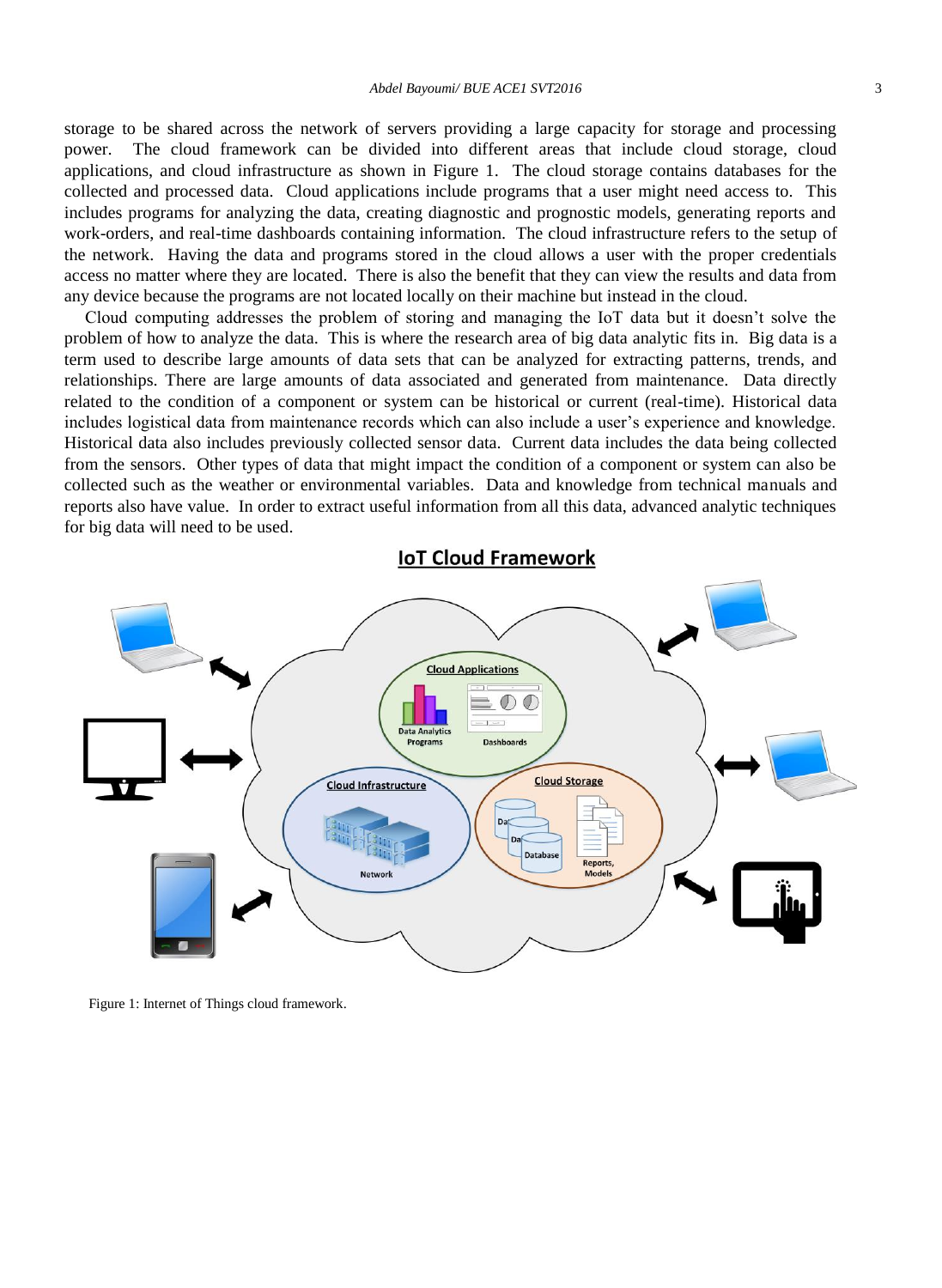storage to be shared across the network of servers providing a large capacity for storage and processing power. The cloud framework can be divided into different areas that include cloud storage, cloud applications, and cloud infrastructure as shown in Figure 1. The cloud storage contains databases for the collected and processed data. Cloud applications include programs that a user might need access to. This includes programs for analyzing the data, creating diagnostic and prognostic models, generating reports and work-orders, and real-time dashboards containing information. The cloud infrastructure refers to the setup of the network. Having the data and programs stored in the cloud allows a user with the proper credentials access no matter where they are located. There is also the benefit that they can view the results and data from any device because the programs are not located locally on their machine but instead in the cloud.

Cloud computing addresses the problem of storing and managing the IoT data but it doesn't solve the problem of how to analyze the data. This is where the research area of big data analytic fits in. Big data is a term used to describe large amounts of data sets that can be analyzed for extracting patterns, trends, and relationships. There are large amounts of data associated and generated from maintenance. Data directly related to the condition of a component or system can be historical or current (real-time). Historical data includes logistical data from maintenance records which can also include a user's experience and knowledge. Historical data also includes previously collected sensor data. Current data includes the data being collected from the sensors. Other types of data that might impact the condition of a component or system can also be collected such as the weather or environmental variables. Data and knowledge from technical manuals and reports also have value. In order to extract useful information from all this data, advanced analytic techniques for big data will need to be used.

Figure 1: Internet of Things cloud framework.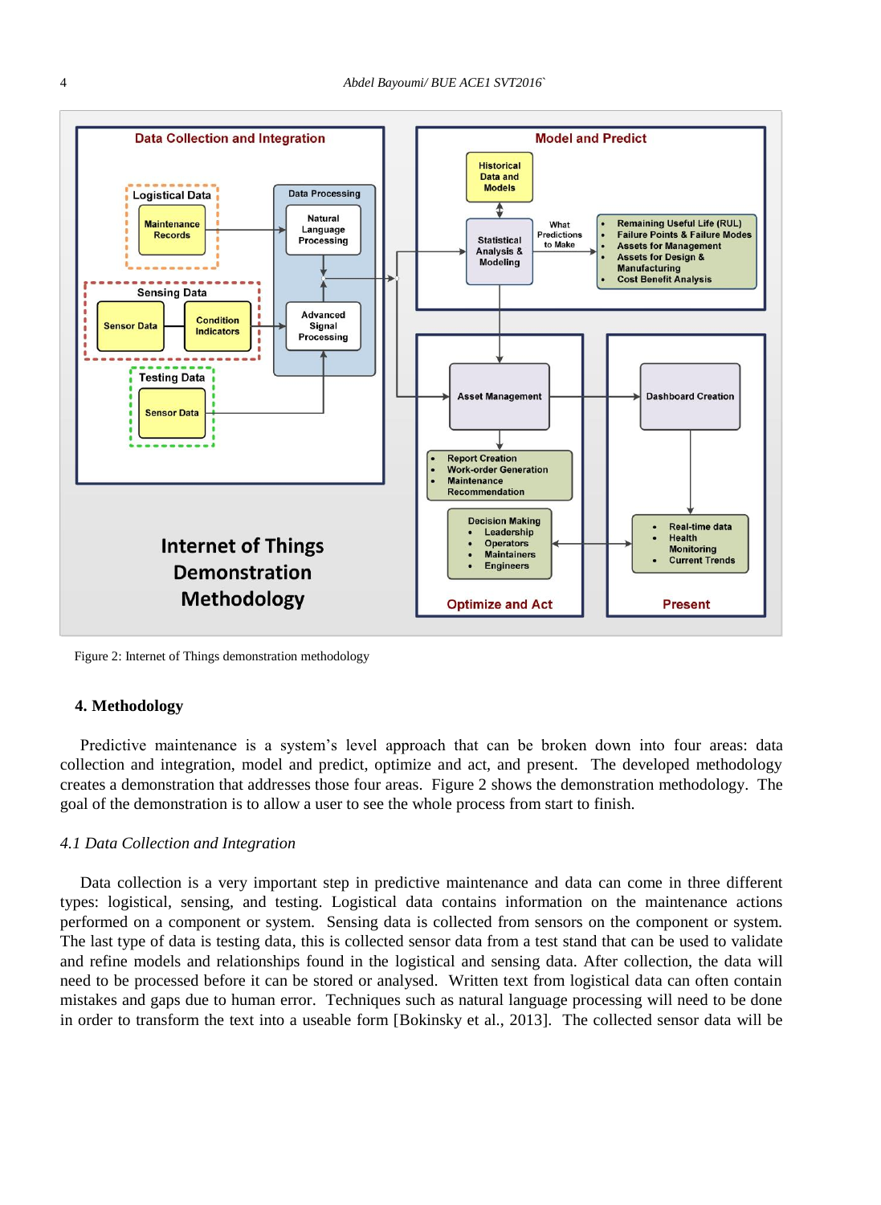Figure 2: Internet of Things demonstration methodology

## 4. Methodology

Predictive maintenance is a system's level approach that can be broken down into four areas: data collection and integration, model and predict, optimize and act, and present. The developed methodology creates a demonstration that addresses those four areas. Figure 2 shows the demonstration methodology. The goal of the demonstration is to allow a user to see the whole process from start to finish.

### *4.1 Data Collection and Integration*

Data collection is a very important step in predictive maintenance and data can come in three different types: logistical, sensing, and testing. Logistical data contains information on the maintenance actions performed on a component or system. Sensing data is collected from sensors on the component or system. The last type of data is testing data, this is collected sensor data from a test stand that can be used to validate and refine models and relationships found in the logistical and sensing data. After collection, the data will need to be processed before it can be stored or analysed. Written text from logistical data can often contain mistakes and gaps due to human error. Techniques such as natural language processing will need to be done in order to transform the text into a useable form [Bokinsky et al., 2013]. The collected sensor data will be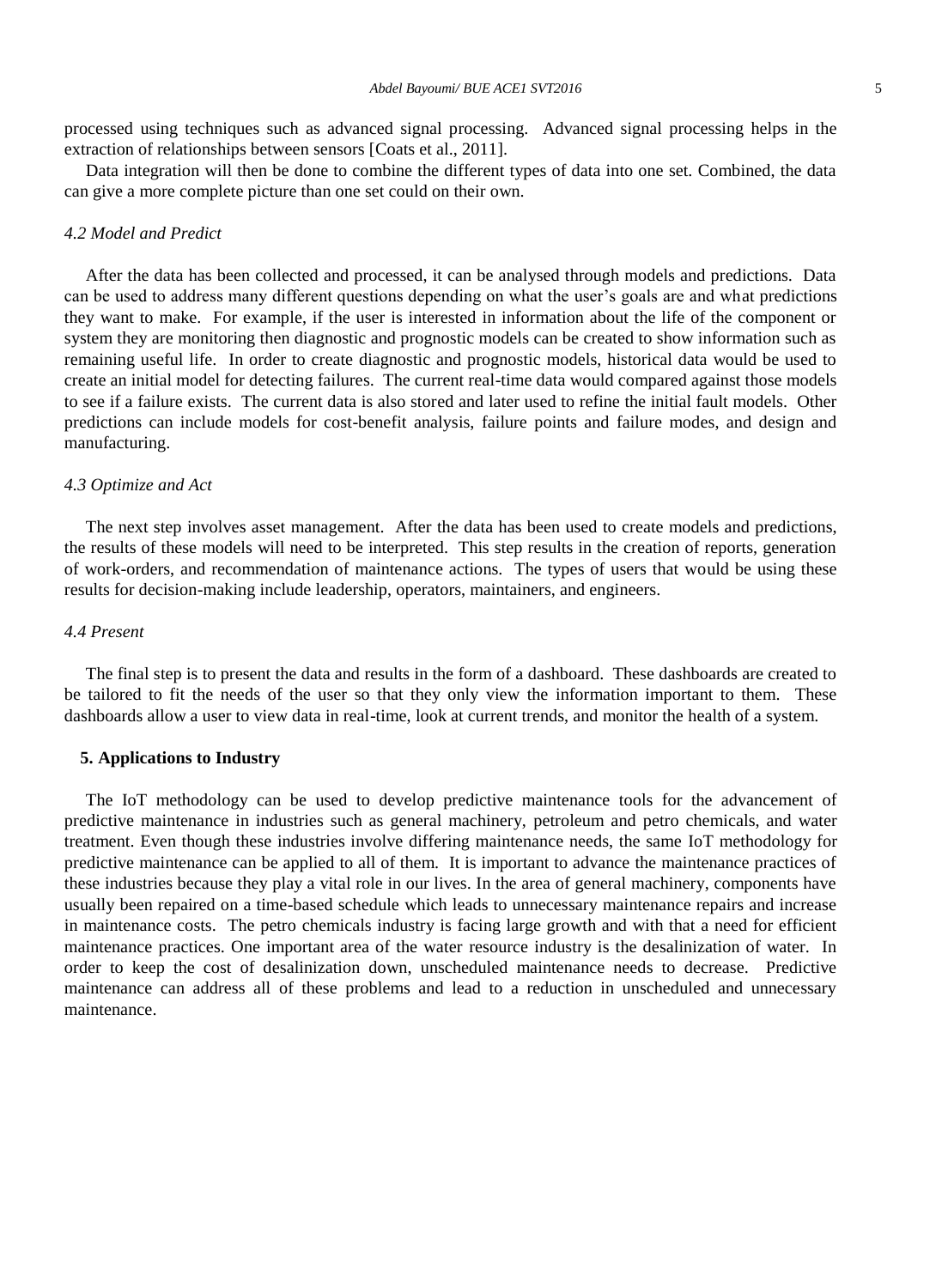processed using techniques such as advanced signal processing. Advanced signal processing helps in the extraction of relationships between sensors [Coats et al., 2011].

Data integration will then be done to combine the different types of data into one set. Combined, the data can give a more complete picture than one set could on their own.

### *4.2 Model and Predict*

After the data has been collected and processed, it can be analysed through models and predictions. Data can be used to address many different questions depending on what the user's goals are and what predictions they want to make. For example, if the user is interested in information about the life of the component or system they are monitoring then diagnostic and prognostic models can be created to show information such as remaining useful life. In order to create diagnostic and prognostic models, historical data would be used to create an initial model for detecting failures. The current real-time data would compared against those models to see if a failure exists. The current data is also stored and later used to refine the initial fault models. Other predictions can include models for cost-benefit analysis, failure points and failure modes, and design and manufacturing.

### *4.3 Optimize and Act*

The next step involves asset management. After the data has been used to create models and predictions, the results of these models will need to be interpreted. This step results in the creation of reports, generation of work-orders, and recommendation of maintenance actions. The types of users that would be using these results for decision-making include leadership, operators, maintainers, and engineers.

### *4.4 Present*

The final step is to present the data and results in the form of a dashboard. These dashboards are created to be tailored to fit the needs of the user so that they only view the information important to them. These dashboards allow a user to view data in real-time, look at current trends, and monitor the health of a system.

## 5. Applications to Industry

The IoT methodology can be used to develop predictive maintenance tools for the advancement of predictive maintenance in industries such as general machinery, petroleum and petro chemicals, and water treatment. Even though these industries involve differing maintenance needs, the same IoT methodology for predictive maintenance can be applied to all of them. It is important to advance the maintenance practices of these industries because they play a vital role in our lives. In the area of general machinery, components have usually been repaired on a time-based schedule which leads to unnecessary maintenance repairs and increase in maintenance costs. The petro chemicals industry is facing large growth and with that a need for efficient maintenance practices. One important area of the water resource industry is the desalinization of water. In order to keep the cost of desalinization down, unscheduled maintenance needs to decrease. Predictive maintenance can address all of these problems and lead to a reduction in unscheduled and unnecessary maintenance.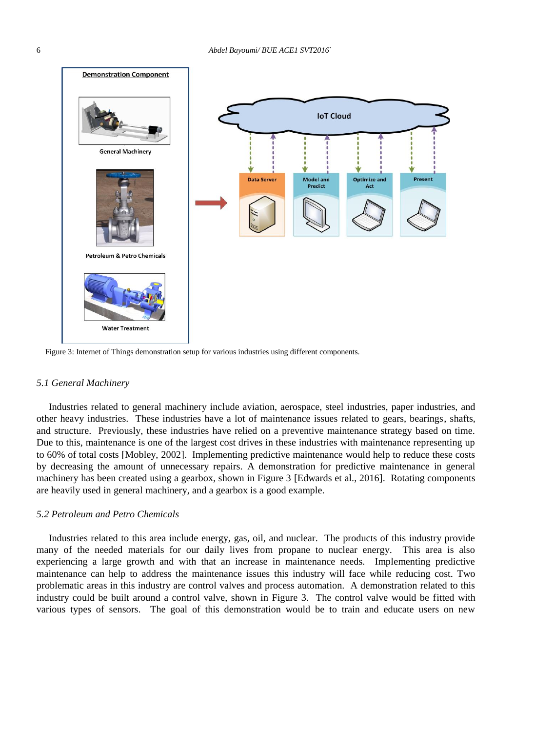Figure 3: Internet of Things demonstration setup for various industries using different components.

### *5.1 General Machinery*

Industries related to general machinery include aviation, aerospace, steel industries, paper industries, and other heavy industries. These industries have a lot of maintenance issues related to gears, bearings, shafts, and structure. Previously, these industries have relied on a preventive maintenance strategy based on time. Due to this, maintenance is one of the largest cost drives in these industries with maintenance representing up to 60% of total costs [Mobley, 2002]. Implementing predictive maintenance would help to reduce these costs by decreasing the amount of unnecessary repairs. A demonstration for predictive maintenance in general machinery has been created using a gearbox, shown in Figure 3 [Edwards et al., 2016]. Rotating components are heavily used in general machinery, and a gearbox is a good example.

### *5.2 Petroleum and Petro Chemicals*

Industries related to this area include energy, gas, oil, and nuclear. The products of this industry provide many of the needed materials for our daily lives from propane to nuclear energy. This area is also experiencing a large growth and with that an increase in maintenance needs. Implementing predictive maintenance can help to address the maintenance issues this industry will face while reducing cost. Two problematic areas in this industry are control valves and process automation. A demonstration related to this industry could be built around a control valve, shown in Figure 3. The control valve would be fitted with various types of sensors. The goal of this demonstration would be to train and educate users on new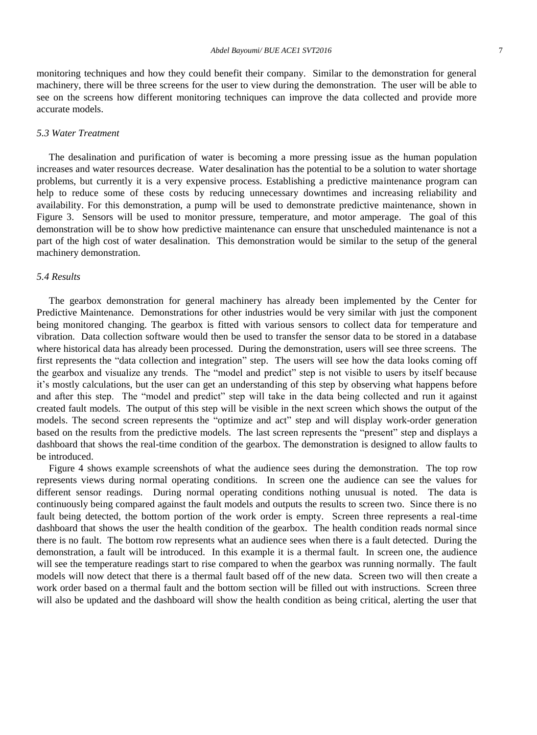monitoring techniques and how they could benefit their company. Similar to the demonstration for general machinery, there will be three screens for the user to view during the demonstration. The user will be able to see on the screens how different monitoring techniques can improve the data collected and provide more accurate models.

### *5.3 Water Treatment*

The desalination and purification of water is becoming a more pressing issue as the human population increases and water resources decrease. Water desalination has the potential to be a solution to water shortage problems, but currently it is a very expensive process. Establishing a predictive maintenance program can help to reduce some of these costs by reducing unnecessary downtimes and increasing reliability and availability. For this demonstration, a pump will be used to demonstrate predictive maintenance, shown in Figure 3. Sensors will be used to monitor pressure, temperature, and motor amperage. The goal of this demonstration will be to show how predictive maintenance can ensure that unscheduled maintenance is not a part of the high cost of water desalination. This demonstration would be similar to the setup of the general machinery demonstration.

### *5.4 Results*

The gearbox demonstration for general machinery has already been implemented by the Center for Predictive Maintenance. Demonstrations for other industries would be very similar with just the component being monitored changing. The gearbox is fitted with various sensors to collect data for temperature and vibration. Data collection software would then be used to transfer the sensor data to be stored in a database where historical data has already been processed. During the demonstration, users will see three screens. The first represents the "data collection and integration" step. The users will see how the data looks coming off the gearbox and visualize any trends. The "model and predict" step is not visible to users by itself because it's mostly calculations, but the user can get an understanding of this step by observing what happens before and after this step. The "model and predict" step will take in the data being collected and run it against created fault models. The output of this step will be visible in the next screen which shows the output of the models. The second screen represents the "optimize and act" step and will display work-order generation based on the results from the predictive models. The last screen represents the "present" step and displays a dashboard that shows the real-time condition of the gearbox. The demonstration is designed to allow faults to be introduced.

Figure 4 shows example screenshots of what the audience sees during the demonstration. The top row represents views during normal operating conditions. In screen one the audience can see the values for different sensor readings. During normal operating conditions nothing unusual is noted. The data is continuously being compared against the fault models and outputs the results to screen two. Since there is no fault being detected, the bottom portion of the work order is empty. Screen three represents a real-time dashboard that shows the user the health condition of the gearbox. The health condition reads normal since there is no fault. The bottom row represents what an audience sees when there is a fault detected. During the demonstration, a fault will be introduced. In this example it is a thermal fault. In screen one, the audience will see the temperature readings start to rise compared to when the gearbox was running normally. The fault models will now detect that there is a thermal fault based off of the new data. Screen two will then create a work order based on a thermal fault and the bottom section will be filled out with instructions. Screen three will also be updated and the dashboard will show the health condition as being critical, alerting the user that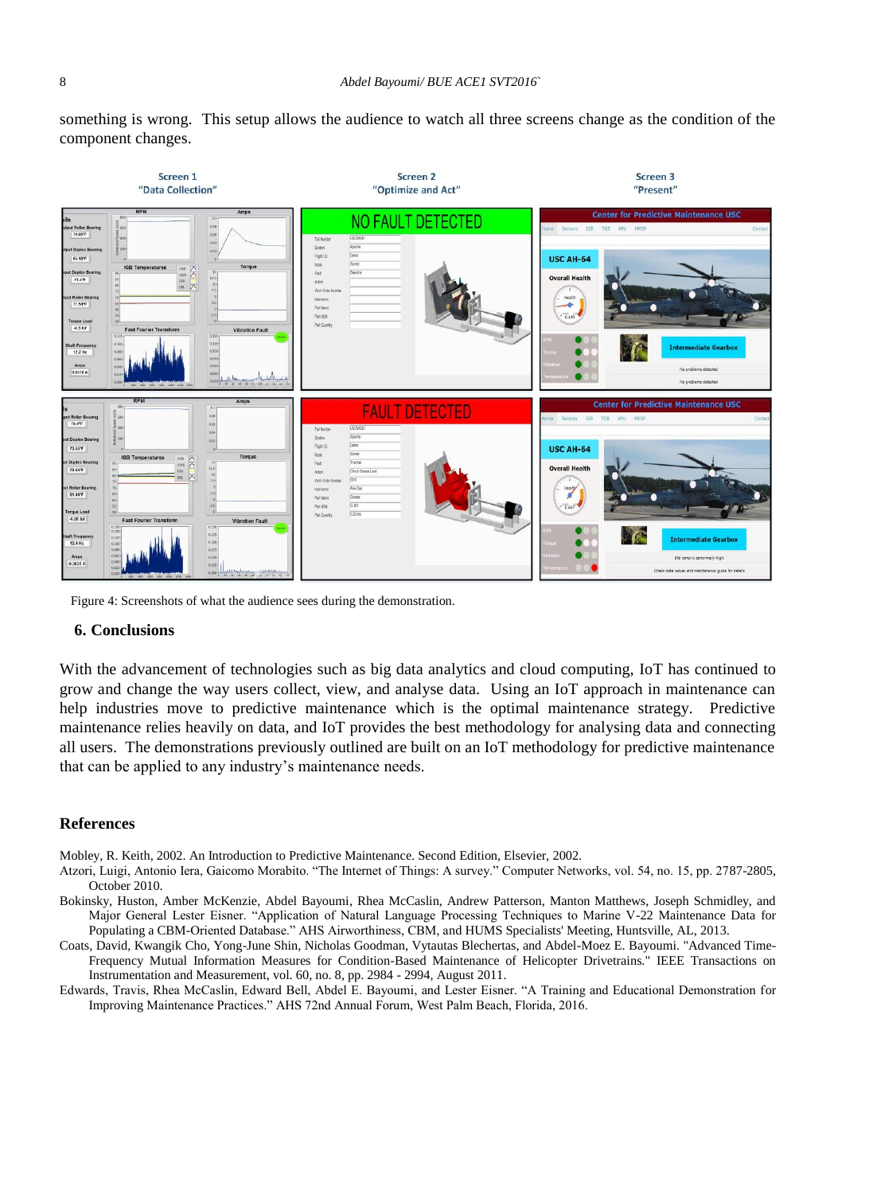something is wrong. This setup allows the audience to watch all three screens change as the condition of the component changes.

Screen 1
"Data Collection"

Screen 2
"Optimize and Act"

Screen 3
"Present"

Figure 4: Screenshots of what the audience sees during the demonstration.

## 6. Conclusions

With the advancement of technologies such as big data analytics and cloud computing, IoT has continued to grow and change the way users collect, view, and analyse data. Using an IoT approach in maintenance can help industries move to predictive maintenance which is the optimal maintenance strategy. Predictive maintenance relies heavily on data, and IoT provides the best methodology for analysing data and connecting all users. The demonstrations previously outlined are built on an IoT methodology for predictive maintenance that can be applied to any industry's maintenance needs.

## References

Mobley, R. Keith, 2002. An Introduction to Predictive Maintenance. Second Edition, Elsevier, 2002.

Atzori, Luigi, Antonio Iera, Gaicomo Morabito. "The Internet of Things: A survey." Computer Networks, vol. 54, no. 15, pp. 2787-2805, October 2010.

Bokinsky, Huston, Amber McKenzie, Abdel Bayoumi, Rhea McCaslin, Andrew Patterson, Manton Matthews, Joseph Schmidley, and Major General Lester Eisner. "Application of Natural Language Processing Techniques to Marine V-22 Maintenance Data for Populating a CBM-Oriented Database." AHS Airworthiness, CBM, and HUMS Specialists' Meeting, Huntsville, AL, 2013.

Coats, David, Kwangik Cho, Yong-June Shin, Nicholas Goodman, Vytautas Blechertas, and Abdel-Moez E. Bayoumi. "Advanced Time-Frequency Mutual Information Measures for Condition-Based Maintenance of Helicopter Drivetrains." IEEE Transactions on Instrumentation and Measurement, vol. 60, no. 8, pp. 2984 - 2994, August 2011.

Edwards, Travis, Rhea McCaslin, Edward Bell, Abdel E. Bayoumi, and Lester Eisner. "A Training and Educational Demonstration for Improving Maintenance Practices." AHS 72nd Annual Forum, West Palm Beach, Florida, 2016.